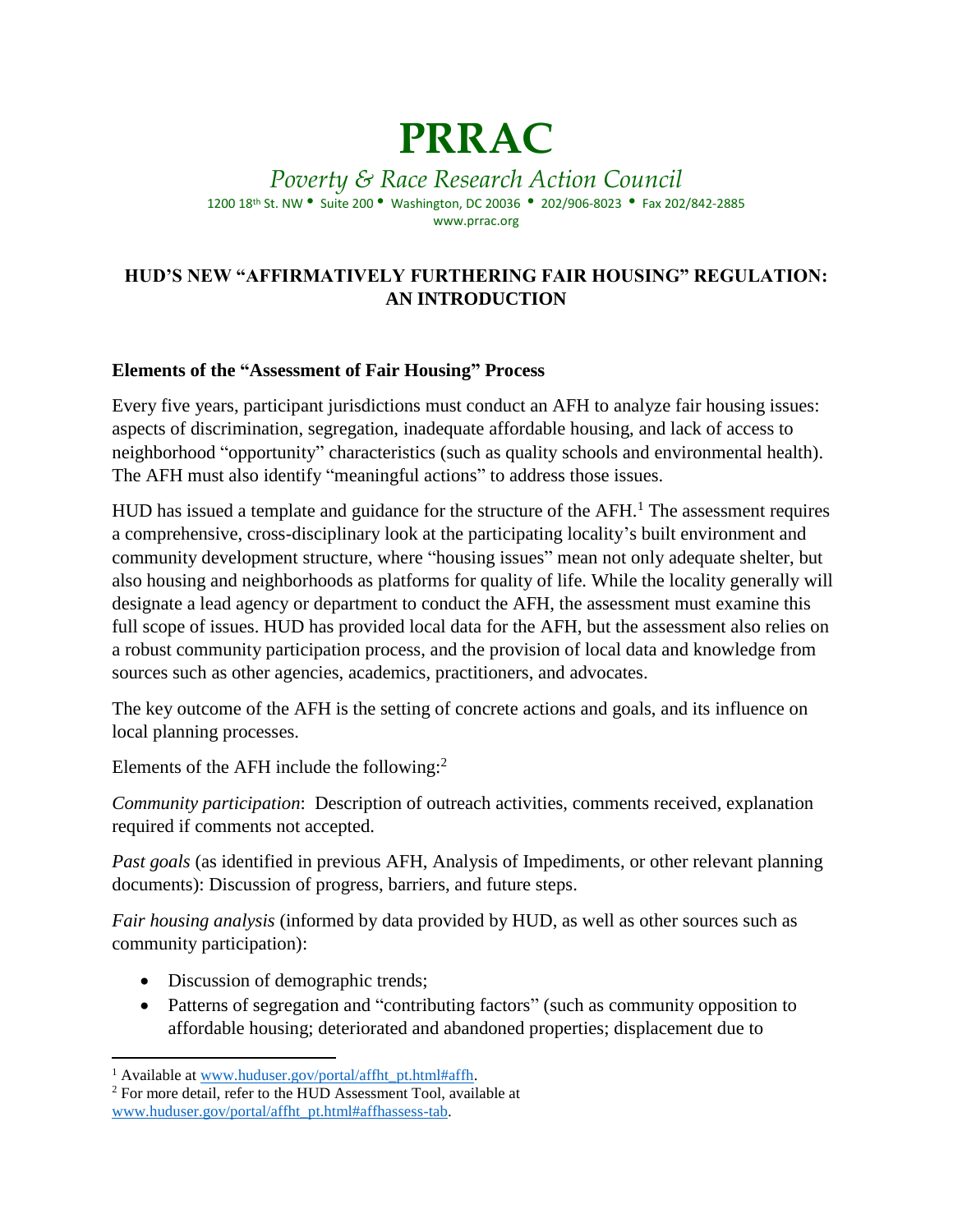# PRRAC

*Poverty & Race Research Action Council*

1200 18th St. NW • Suite 200 • Washington, DC 20036 • 202/906-8023 • Fax 202/842-2885
www.prrac.org

## HUD'S NEW "AFFIRMATIVELY FURTHERING FAIR HOUSING" REGULATION: AN INTRODUCTION

### Elements of the "Assessment of Fair Housing" Process

Every five years, participant jurisdictions must conduct an AFH to analyze fair housing issues: aspects of discrimination, segregation, inadequate affordable housing, and lack of access to neighborhood "opportunity" characteristics (such as quality schools and environmental health). The AFH must also identify "meaningful actions" to address those issues.

HUD has issued a template and guidance for the structure of the AFH.[1] The assessment requires a comprehensive, cross-disciplinary look at the participating locality's built environment and community development structure, where "housing issues" mean not only adequate shelter, but also housing and neighborhoods as platforms for quality of life. While the locality generally will designate a lead agency or department to conduct the AFH, the assessment must examine this full scope of issues. HUD has provided local data for the AFH, but the assessment also relies on a robust community participation process, and the provision of local data and knowledge from sources such as other agencies, academics, practitioners, and advocates.

The key outcome of the AFH is the setting of concrete actions and goals, and its influence on local planning processes.

Elements of the AFH include the following:[2]

*Community participation*: Description of outreach activities, comments received, explanation required if comments not accepted.

*Past goals* (as identified in previous AFH, Analysis of Impediments, or other relevant planning documents): Discussion of progress, barriers, and future steps.

*Fair housing analysis* (informed by data provided by HUD, as well as other sources such as community participation):

- Discussion of demographic trends;
- Patterns of segregation and "contributing factors" (such as community opposition to affordable housing; deteriorated and abandoned properties; displacement due to

[1] Available at www.huduser.gov/portal/affht_pt.html#affh.

[2] For more detail, refer to the HUD Assessment Tool, available at www.huduser.gov/portal/affht_pt.html#affhassess-tab.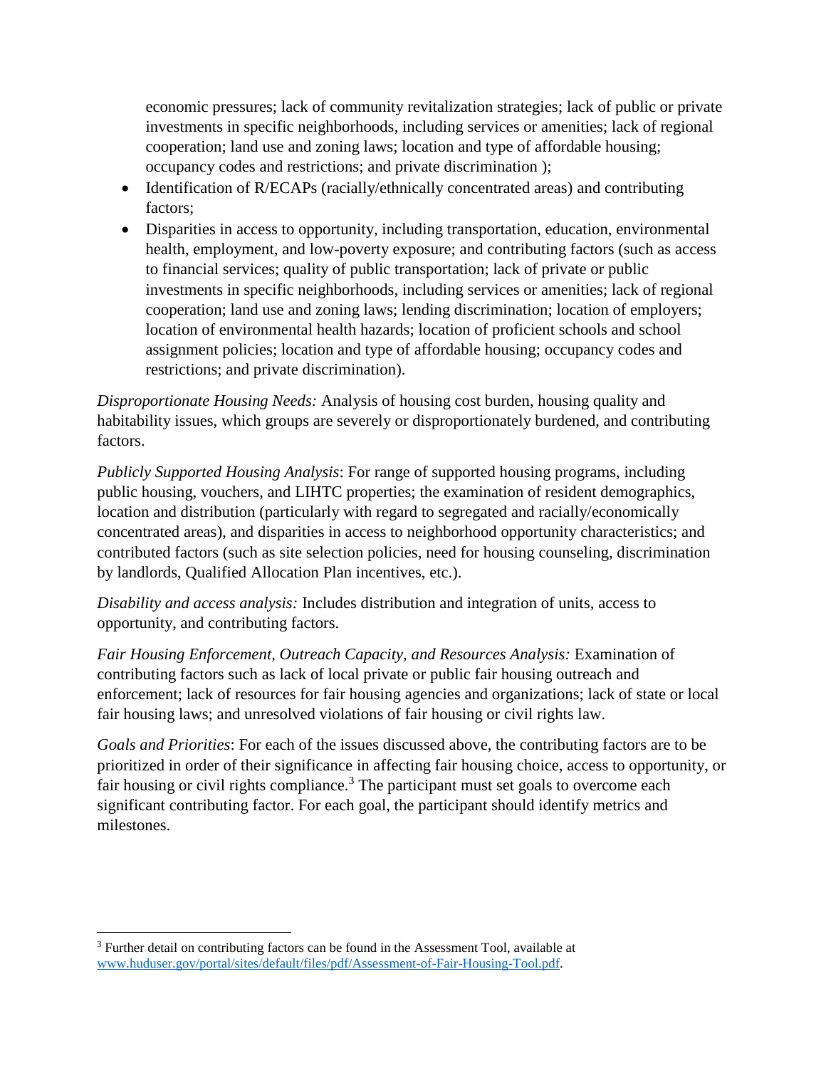economic pressures; lack of community revitalization strategies; lack of public or private investments in specific neighborhoods, including services or amenities; lack of regional cooperation; land use and zoning laws; location and type of affordable housing; occupancy codes and restrictions; and private discrimination );

- Identification of R/ECAPs (racially/ethnically concentrated areas) and contributing factors;
- Disparities in access to opportunity, including transportation, education, environmental health, employment, and low-poverty exposure; and contributing factors (such as access to financial services; quality of public transportation; lack of private or public investments in specific neighborhoods, including services or amenities; lack of regional cooperation; land use and zoning laws; lending discrimination; location of employers; location of environmental health hazards; location of proficient schools and school assignment policies; location and type of affordable housing; occupancy codes and restrictions; and private discrimination).

*Disproportionate Housing Needs:* Analysis of housing cost burden, housing quality and habitability issues, which groups are severely or disproportionately burdened, and contributing factors.

*Publicly Supported Housing Analysis*: For range of supported housing programs, including public housing, vouchers, and LIHTC properties; the examination of resident demographics, location and distribution (particularly with regard to segregated and racially/economically concentrated areas), and disparities in access to neighborhood opportunity characteristics; and contributed factors (such as site selection policies, need for housing counseling, discrimination by landlords, Qualified Allocation Plan incentives, etc.).

*Disability and access analysis:* Includes distribution and integration of units, access to opportunity, and contributing factors.

*Fair Housing Enforcement, Outreach Capacity, and Resources Analysis:* Examination of contributing factors such as lack of local private or public fair housing outreach and enforcement; lack of resources for fair housing agencies and organizations; lack of state or local fair housing laws; and unresolved violations of fair housing or civil rights law.

*Goals and Priorities*: For each of the issues discussed above, the contributing factors are to be prioritized in order of their significance in affecting fair housing choice, access to opportunity, or fair housing or civil rights compliance.[3] The participant must set goals to overcome each significant contributing factor. For each goal, the participant should identify metrics and milestones.

---

[3] Further detail on contributing factors can be found in the Assessment Tool, available at www.huduser.gov/portal/sites/default/files/pdf/Assessment-of-Fair-Housing-Tool.pdf.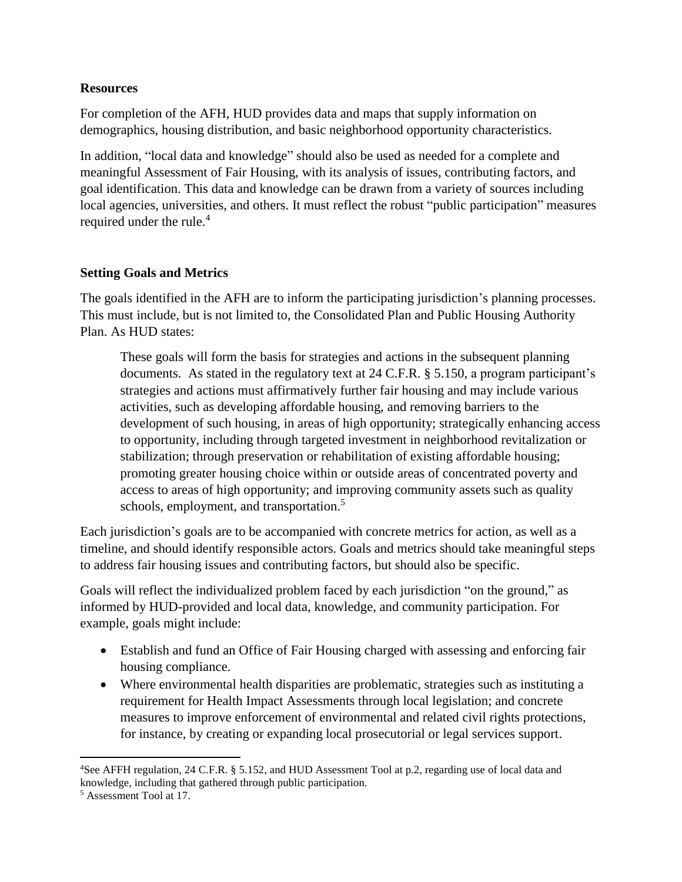## Resources

For completion of the AFH, HUD provides data and maps that supply information on demographics, housing distribution, and basic neighborhood opportunity characteristics.

In addition, "local data and knowledge" should also be used as needed for a complete and meaningful Assessment of Fair Housing, with its analysis of issues, contributing factors, and goal identification. This data and knowledge can be drawn from a variety of sources including local agencies, universities, and others. It must reflect the robust "public participation" measures required under the rule.[4]

## Setting Goals and Metrics

The goals identified in the AFH are to inform the participating jurisdiction's planning processes. This must include, but is not limited to, the Consolidated Plan and Public Housing Authority Plan. As HUD states:

> These goals will form the basis for strategies and actions in the subsequent planning documents. As stated in the regulatory text at 24 C.F.R. § 5.150, a program participant's strategies and actions must affirmatively further fair housing and may include various activities, such as developing affordable housing, and removing barriers to the development of such housing, in areas of high opportunity; strategically enhancing access to opportunity, including through targeted investment in neighborhood revitalization or stabilization; through preservation or rehabilitation of existing affordable housing; promoting greater housing choice within or outside areas of concentrated poverty and access to areas of high opportunity; and improving community assets such as quality schools, employment, and transportation.[5]

Each jurisdiction's goals are to be accompanied with concrete metrics for action, as well as a timeline, and should identify responsible actors. Goals and metrics should take meaningful steps to address fair housing issues and contributing factors, but should also be specific.

Goals will reflect the individualized problem faced by each jurisdiction "on the ground," as informed by HUD-provided and local data, knowledge, and community participation. For example, goals might include:

- Establish and fund an Office of Fair Housing charged with assessing and enforcing fair housing compliance.
- Where environmental health disparities are problematic, strategies such as instituting a requirement for Health Impact Assessments through local legislation; and concrete measures to improve enforcement of environmental and related civil rights protections, for instance, by creating or expanding local prosecutorial or legal services support.

---

[4] See AFFH regulation, 24 C.F.R. § 5.152, and HUD Assessment Tool at p.2, regarding use of local data and knowledge, including that gathered through public participation.

[5] Assessment Tool at 17.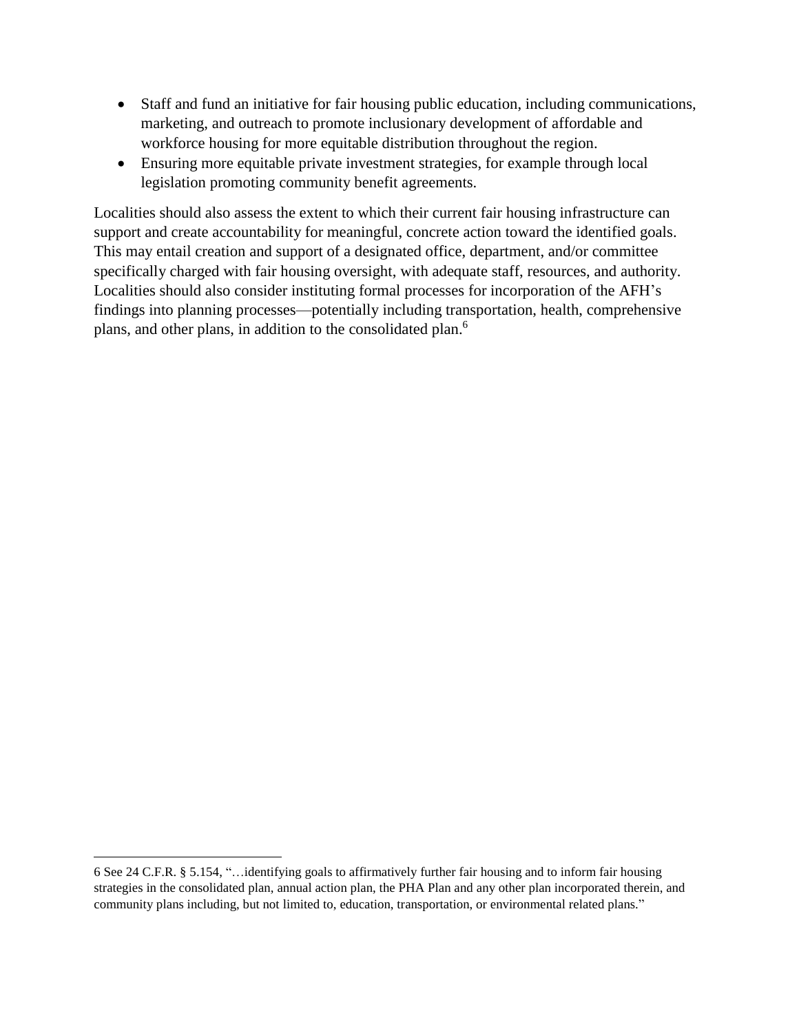- Staff and fund an initiative for fair housing public education, including communications, marketing, and outreach to promote inclusionary development of affordable and workforce housing for more equitable distribution throughout the region.
- Ensuring more equitable private investment strategies, for example through local legislation promoting community benefit agreements.

Localities should also assess the extent to which their current fair housing infrastructure can support and create accountability for meaningful, concrete action toward the identified goals. This may entail creation and support of a designated office, department, and/or committee specifically charged with fair housing oversight, with adequate staff, resources, and authority. Localities should also consider instituting formal processes for incorporation of the AFH's findings into planning processes—potentially including transportation, health, comprehensive plans, and other plans, in addition to the consolidated plan.[6]

6 See 24 C.F.R. § 5.154, "…identifying goals to affirmatively further fair housing and to inform fair housing strategies in the consolidated plan, annual action plan, the PHA Plan and any other plan incorporated therein, and community plans including, but not limited to, education, transportation, or environmental related plans."